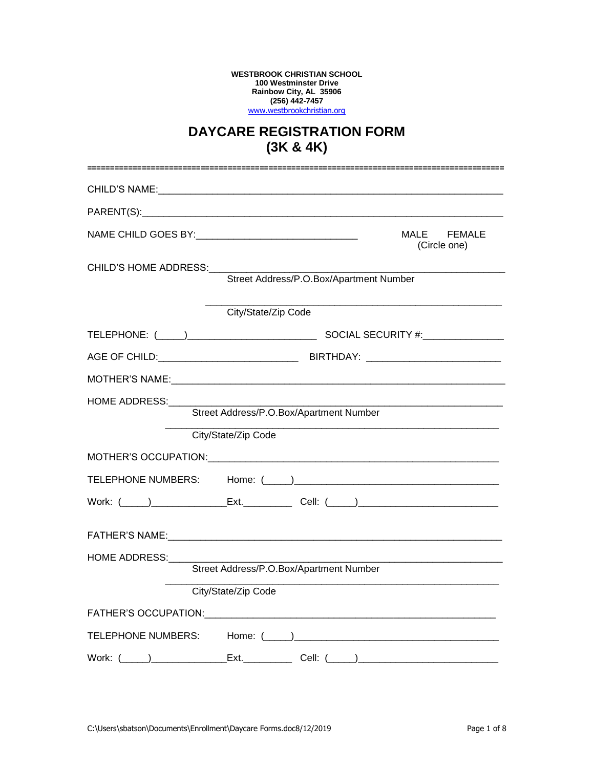**WESTBROOK CHRISTIAN SCHOOL**
**100 Westminster Drive**
**Rainbow City, AL 35906**
**(256) 442-7457**
www.westbrookchristian.org

# DAYCARE REGISTRATION FORM
# (3K & 4K)

==========================================================================================

CHILD'S NAME:_________________________________________________________________

PARENT(S):____________________________________________________________________

NAME CHILD GOES BY:______________________________ MALE FEMALE (Circle one)

CHILD'S HOME ADDRESS:_______________________________________________________
Street Address/P.O.Box/Apartment Number

_______________________________________________________
City/State/Zip Code

TELEPHONE: (_____)_______________________ SOCIAL SECURITY #:_______________

AGE OF CHILD:_________________________ BIRTHDAY: ________________________

MOTHER'S NAME:_______________________________________________________________

HOME ADDRESS:________________________________________________________________
Street Address/P.O.Box/Apartment Number

_____________________________________________________________
City/State/Zip Code

MOTHER'S OCCUPATION:_________________________________________________________

TELEPHONE NUMBERS: Home: (_____)______________________________________

Work: (_____)______________Ext.__________ Cell: (_____)_________________________

FATHER'S NAME:________________________________________________________________

HOME ADDRESS:________________________________________________________________
Street Address/P.O.Box/Apartment Number

_____________________________________________________________
City/State/Zip Code

FATHER'S OCCUPATION:_________________________________________________________

TELEPHONE NUMBERS: Home: (_____)______________________________________

Work: (_____)______________Ext.__________ Cell: (_____)_________________________

C:\Users\sbatson\Documents\Enrollment\Daycare Forms.doc8/12/2019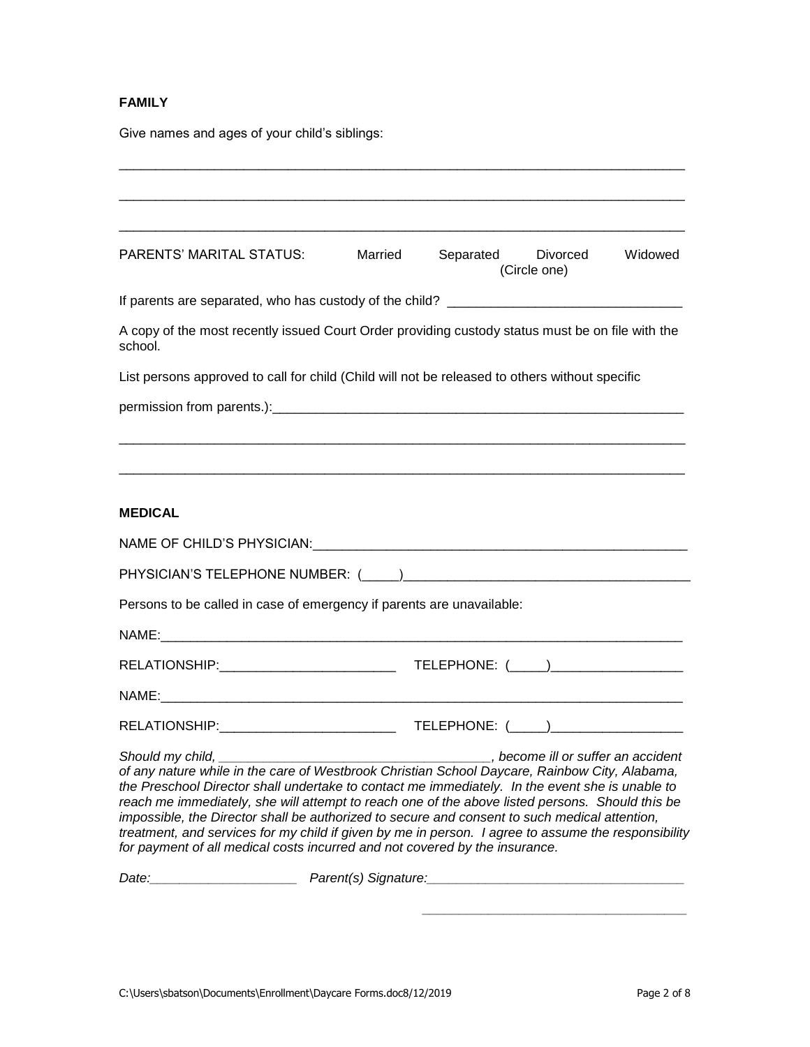**FAMILY**

Give names and ages of your child's siblings:

_______________________________________________________________________________

_______________________________________________________________________________

_______________________________________________________________________________

PARENTS' MARITAL STATUS: Married Separated Divorced Widowed
(Circle one)

If parents are separated, who has custody of the child? ________________________________

A copy of the most recently issued Court Order providing custody status must be on file with the school.

List persons approved to call for child (Child will not be released to others without specific

permission from parents.):___________________________________________________________

_______________________________________________________________________________

_______________________________________________________________________________

**MEDICAL**

NAME OF CHILD'S PHYSICIAN:_____________________________________________________

PHYSICIAN'S TELEPHONE NUMBER: (_____)_______________________________________

Persons to be called in case of emergency if parents are unavailable:

NAME:_________________________________________________________________________

RELATIONSHIP:________________________ TELEPHONE: (_____)__________________

NAME:_________________________________________________________________________

RELATIONSHIP:________________________ TELEPHONE: (_____)__________________

*Should my child, _____________________________________, become ill or suffer an accident of any nature while in the care of Westbrook Christian School Daycare, Rainbow City, Alabama, the Preschool Director shall undertake to contact me immediately. In the event she is unable to reach me immediately, she will attempt to reach one of the above listed persons. Should this be impossible, the Director shall be authorized to secure and consent to such medical attention, treatment, and services for my child if given by me in person. I agree to assume the responsibility for payment of all medical costs incurred and not covered by the insurance.*

*Date:____________________ Parent(s) Signature:___________________________________*

*___________________________________*

C:\Users\sbatson\Documents\Enrollment\Daycare Forms.doc8/12/2019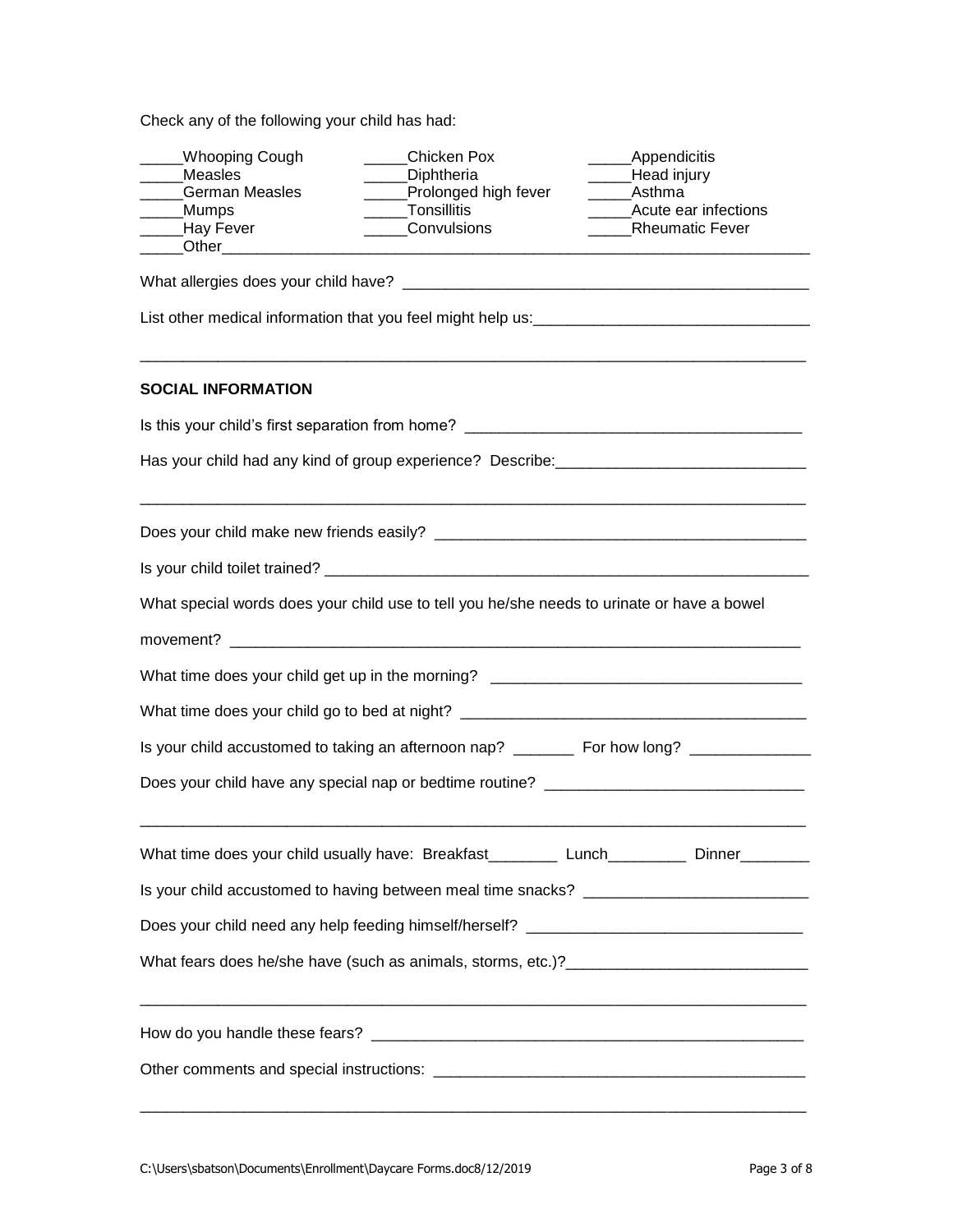Check any of the following your child has had:

| | | |
|---|---|---|
| _____Whooping Cough | _____Chicken Pox | _____Appendicitis |
| _____Measles | _____Diphtheria | _____Head injury |
| _____German Measles | _____Prolonged high fever | _____Asthma |
| _____Mumps | _____Tonsillitis | _____Acute ear infections |
| _____Hay Fever | _____Convulsions | _____Rheumatic Fever |

_____Other_______________________________________________________________________

What allergies does your child have? _______________________________________________

List other medical information that you feel might help us:________________________________

_____________________________________________________________________________

**SOCIAL INFORMATION**

Is this your child's first separation from home? ______________________________________

Has your child had any kind of group experience? Describe:_____________________________

_____________________________________________________________________________

Does your child make new friends easily? __________________________________________

Is your child toilet trained? ______________________________________________________

What special words does your child use to tell you he/she needs to urinate or have a bowel movement? __________________________________________________________________

What time does your child get up in the morning? ___________________________________

What time does your child go to bed at night? _______________________________________

Is your child accustomed to taking an afternoon nap? _______ For how long? _____________

Does your child have any special nap or bedtime routine? _____________________________

_____________________________________________________________________________

What time does your child usually have: Breakfast________ Lunch_________ Dinner________

Is your child accustomed to having between meal time snacks? _________________________

Does your child need any help feeding himself/herself? _______________________________

What fears does he/she have (such as animals, storms, etc.)?___________________________

_____________________________________________________________________________

How do you handle these fears? _________________________________________________

Other comments and special instructions: __________________________________________

_____________________________________________________________________________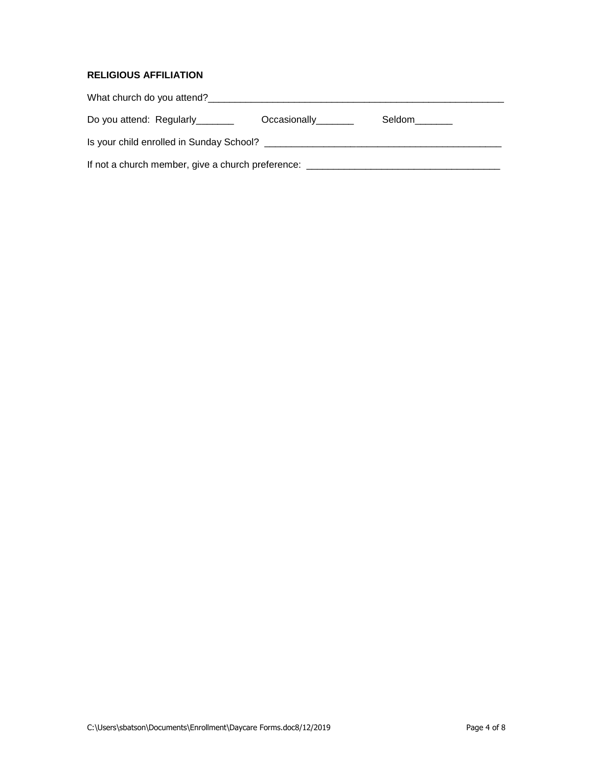**RELIGIOUS AFFILIATION**

What church do you attend?_________________________________________________________

Do you attend: Regularly_______ Occasionally_______ Seldom_______

Is your child enrolled in Sunday School? ______________________________________________

If not a church member, give a church preference: ___________________________________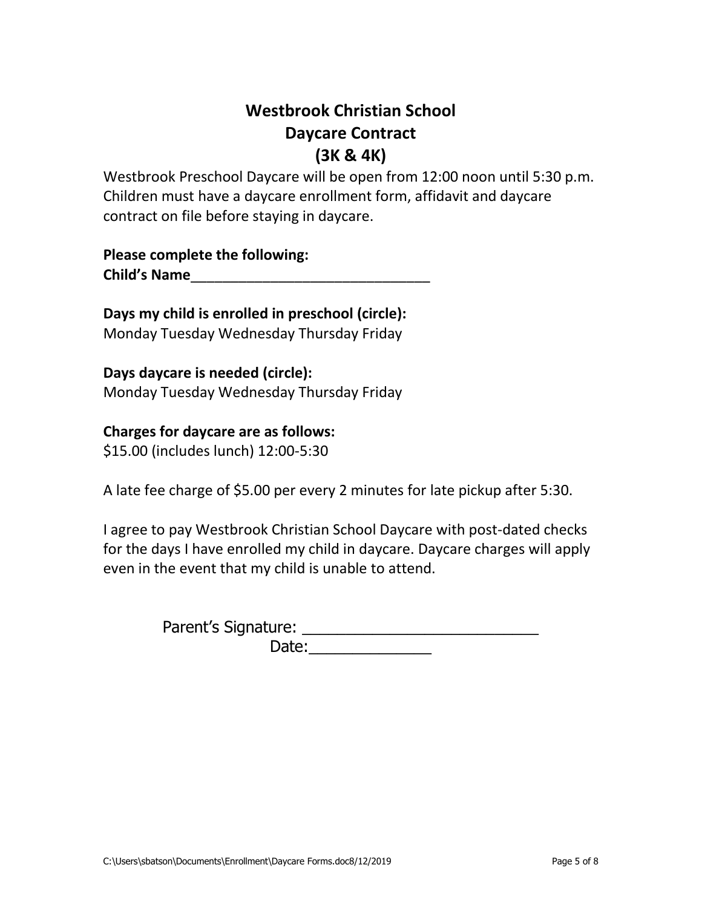# Westbrook Christian School
## Daycare Contract
## (3K & 4K)

Westbrook Preschool Daycare will be open from 12:00 noon until 5:30 p.m. Children must have a daycare enrollment form, affidavit and daycare contract on file before staying in daycare.

**Please complete the following:**
**Child's Name**______________________________

**Days my child is enrolled in preschool (circle):**
Monday Tuesday Wednesday Thursday Friday

**Days daycare is needed (circle):**
Monday Tuesday Wednesday Thursday Friday

**Charges for daycare are as follows:**
$15.00 (includes lunch) 12:00-5:30

A late fee charge of $5.00 per every 2 minutes for late pickup after 5:30.

I agree to pay Westbrook Christian School Daycare with post-dated checks for the days I have enrolled my child in daycare. Daycare charges will apply even in the event that my child is unable to attend.

Parent's Signature: ___________________________
Date:______________

C:\Users\sbatson\Documents\Enrollment\Daycare Forms.doc8/12/2019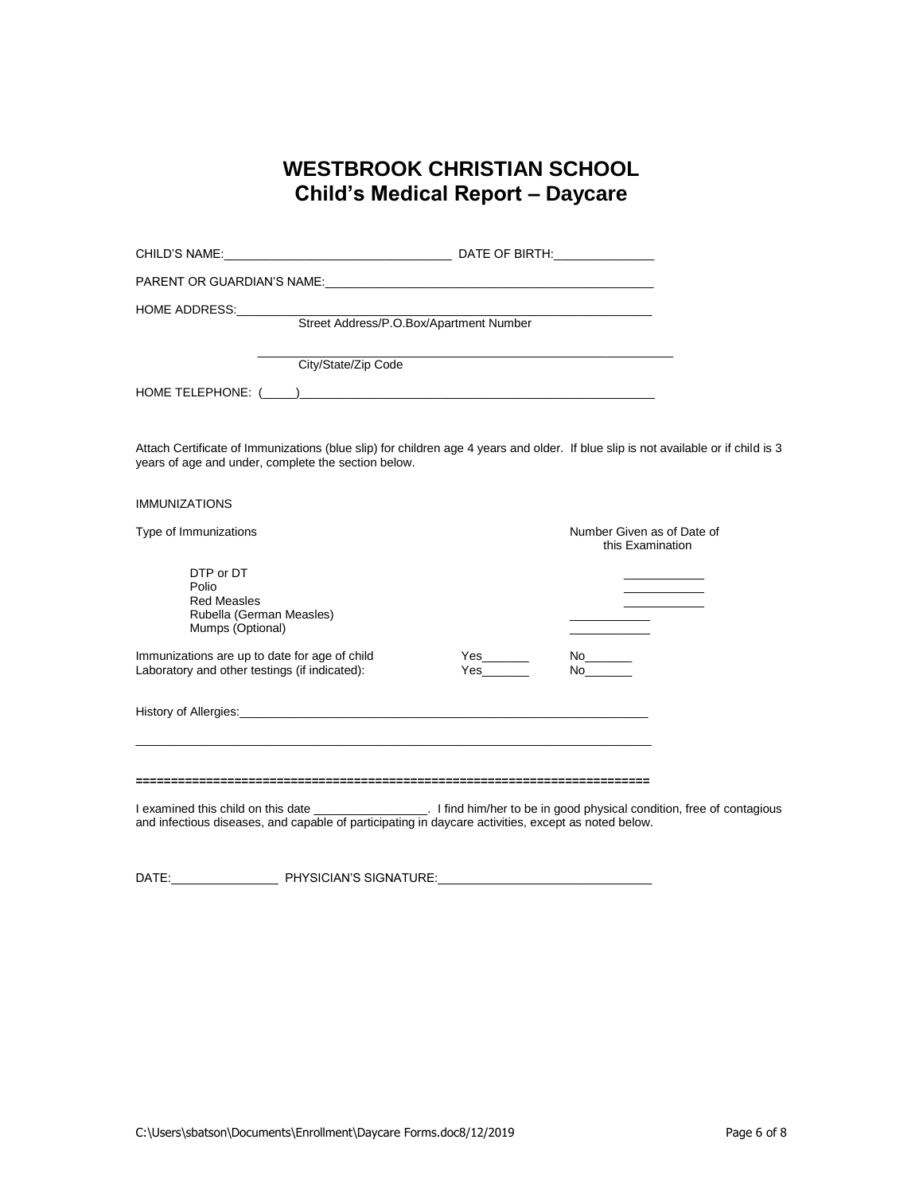# WESTBROOK CHRISTIAN SCHOOL
## Child's Medical Report – Daycare

CHILD'S NAME:_________________________________ DATE OF BIRTH:_______________

PARENT OR GUARDIAN'S NAME:_________________________________________________

HOME ADDRESS:______________________________________________________________
Street Address/P.O.Box/Apartment Number

_______________________________________________________________
City/State/Zip Code

HOME TELEPHONE: (_____)____________________________________________________

Attach Certificate of Immunizations (blue slip) for children age 4 years and older. If blue slip is not available or if child is 3 years of age and under, complete the section below.

IMMUNIZATIONS

| Type of Immunizations | Number Given as of Date of this Examination |
|---|---|
| DTP or DT | ____________ |
| Polio | ____________ |
| Red Measles | ____________ |
| Rubella (German Measles) | ____________ |
| Mumps (Optional) | ____________ |

Immunizations are up to date for age of child     Yes_______     No_______
Laboratory and other testings (if indicated):     Yes_______     No_______

History of Allergies:_______________________________________________________________

_______________________________________________________________________________

==========================================================================

I examined this child on this date _________________. I find him/her to be in good physical condition, free of contagious and infectious diseases, and capable of participating in daycare activities, except as noted below.

DATE:________________ PHYSICIAN'S SIGNATURE:________________________________

C:\Users\sbatson\Documents\Enrollment\Daycare Forms.doc8/12/2019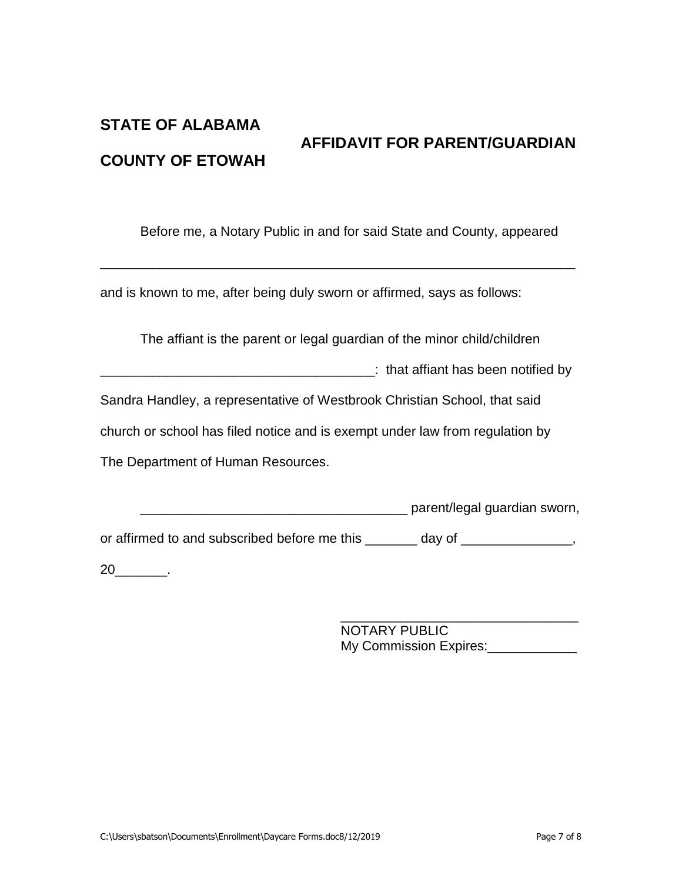**STATE OF ALABAMA**

**COUNTY OF ETOWAH**

**AFFIDAVIT FOR PARENT/GUARDIAN**

Before me, a Notary Public in and for said State and County, appeared

_________________________________________________________________

and is known to me, after being duly sworn or affirmed, says as follows:

The affiant is the parent or legal guardian of the minor child/children _____________________________________: that affiant has been notified by Sandra Handley, a representative of Westbrook Christian School, that said church or school has filed notice and is exempt under law from regulation by The Department of Human Resources.

___________________________________ parent/legal guardian sworn, or affirmed to and subscribed before me this _______ day of _______________, 20_______.

________________________________
NOTARY PUBLIC
My Commission Expires:____________

C:\Users\sbatson\Documents\Enrollment\Daycare Forms.doc8/12/2019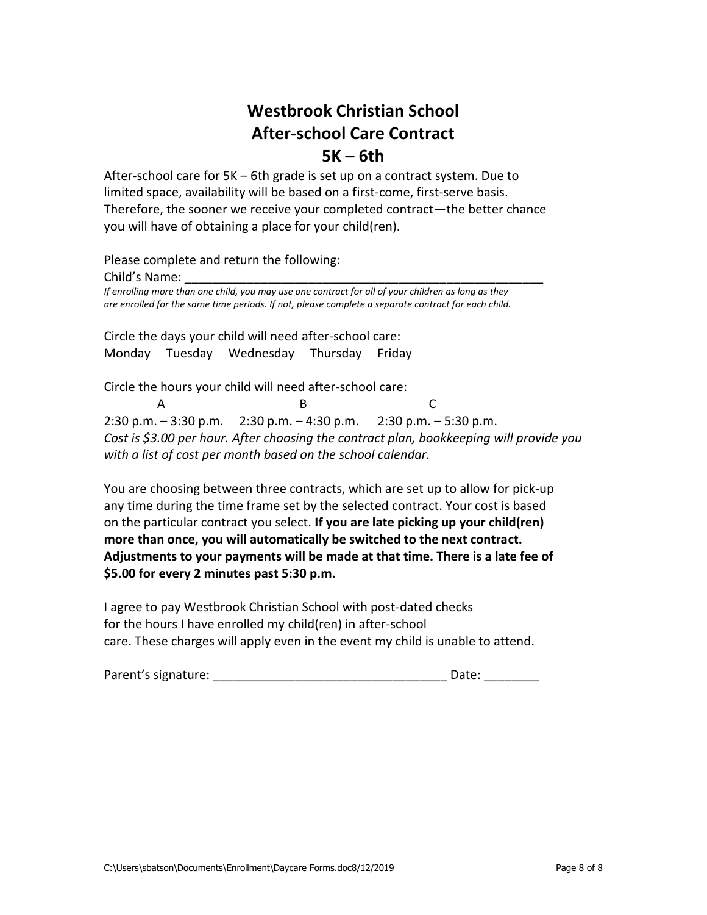# Westbrook Christian School
## After-school Care Contract
## 5K – 6th

After-school care for 5K – 6th grade is set up on a contract system. Due to limited space, availability will be based on a first-come, first-serve basis. Therefore, the sooner we receive your completed contract—the better chance you will have of obtaining a place for your child(ren).

Please complete and return the following:

Child's Name: ______________________________________________________

*If enrolling more than one child, you may use one contract for all of your children as long as they are enrolled for the same time periods. If not, please complete a separate contract for each child.*

Circle the days your child will need after-school care:

Monday    Tuesday    Wednesday    Thursday    Friday

Circle the hours your child will need after-school care:

| A | B | C |
|---|---|---|
| 2:30 p.m. – 3:30 p.m. | 2:30 p.m. – 4:30 p.m. | 2:30 p.m. – 5:30 p.m. |

*Cost is $3.00 per hour. After choosing the contract plan, bookkeeping will provide you with a list of cost per month based on the school calendar.*

You are choosing between three contracts, which are set up to allow for pick-up any time during the time frame set by the selected contract. Your cost is based on the particular contract you select. **If you are late picking up your child(ren) more than once, you will automatically be switched to the next contract. Adjustments to your payments will be made at that time. There is a late fee of $5.00 for every 2 minutes past 5:30 p.m.**

I agree to pay Westbrook Christian School with post-dated checks for the hours I have enrolled my child(ren) in after-school care. These charges will apply even in the event my child is unable to attend.

Parent's signature: _________________________________ Date: ________

C:\Users\sbatson\Documents\Enrollment\Daycare Forms.doc8/12/2019